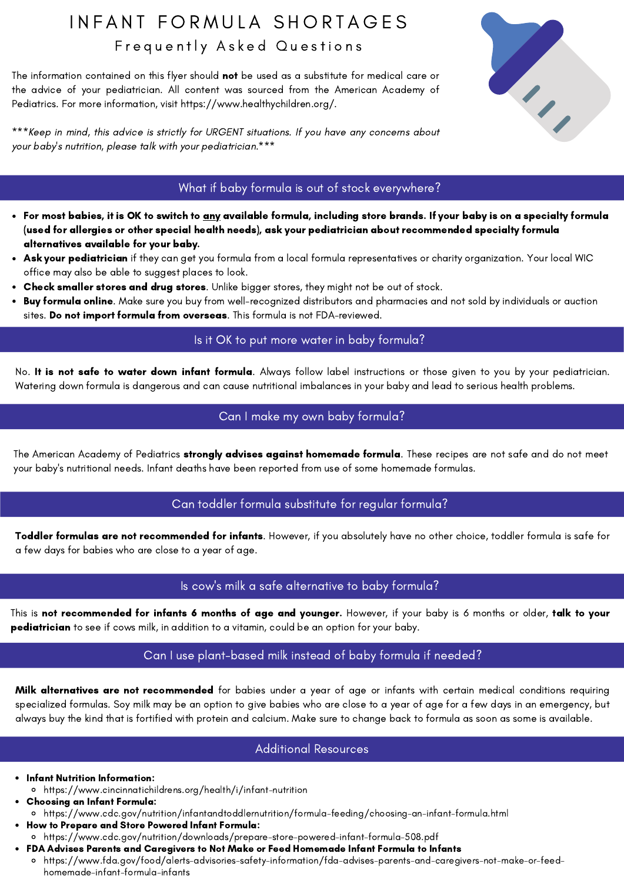# INFANT FORMULA SHORTAGES

## Frequently Asked Questions

The information contained on this flyer should **not** be used as a substitute for medical care or the advice of your pediatrician. All content was sourced from the American Academy of Pediatrics. For more information, visit https://www.healthychildren.org/.

****Keep in mind, this advice is strictly for URGENT situations. If you have any concerns about your baby's nutrition, please talk with your pediatrician.****

## What if baby formula is out of stock everywhere?

- **For most babies, it is OK to switch to any available formula, including store brands. If your baby is on a specialty formula (used for allergies or other special health needs), ask your pediatrician about recommended specialty formula alternatives available for your baby.**
- **Ask your pediatrician** if they can get you formula from a local formula representatives or charity organization. Your local WIC office may also be able to suggest places to look.
- **Check smaller stores and drug stores**. Unlike bigger stores, they might not be out of stock.
- **Buy formula online**. Make sure you buy from well-recognized distributors and pharmacies and not sold by individuals or auction sites. **Do not import formula from overseas**. This formula is not FDA-reviewed.

## Is it OK to put more water in baby formula?

No. **It is not safe to water down infant formula**. Always follow label instructions or those given to you by your pediatrician. Watering down formula is dangerous and can cause nutritional imbalances in your baby and lead to serious health problems.

## Can I make my own baby formula?

The American Academy of Pediatrics **strongly advises against homemade formula**. These recipes are not safe and do not meet your baby's nutritional needs. Infant deaths have been reported from use of some homemade formulas.

## Can toddler formula substitute for regular formula?

**Toddler formulas are not recommended for infants**. However, if you absolutely have no other choice, toddler formula is safe for a few days for babies who are close to a year of age.

## Is cow's milk a safe alternative to baby formula?

This is **not recommended for infants 6 months of age and younger.** However, if your baby is 6 months or older, **talk to your pediatrician** to see if cows milk, in addition to a vitamin, could be an option for your baby.

## Can I use plant-based milk instead of baby formula if needed?

**Milk alternatives are not recommended** for babies under a year of age or infants with certain medical conditions requiring specialized formulas. Soy milk may be an option to give babies who are close to a year of age for a few days in an emergency, but always buy the kind that is fortified with protein and calcium. Make sure to change back to formula as soon as some is available.

## Additional Resources

- **Infant Nutrition Information:**
  - https://www.cincinnatichildrens.org/health/i/infant-nutrition
- **Choosing an Infant Formula:**
  - https://www.cdc.gov/nutrition/infantandtoddlernutrition/formula-feeding/choosing-an-infant-formula.html
- **How to Prepare and Store Powered Infant Formula:**
  - https://www.cdc.gov/nutrition/downloads/prepare-store-powered-infant-formula-508.pdf
- **FDA Advises Parents and Caregivers to Not Make or Feed Homemade Infant Formula to Infants**
  - https://www.fda.gov/food/alerts-advisories-safety-information/fda-advises-parents-and-caregivers-not-make-or-feed-homemade-infant-formula-infants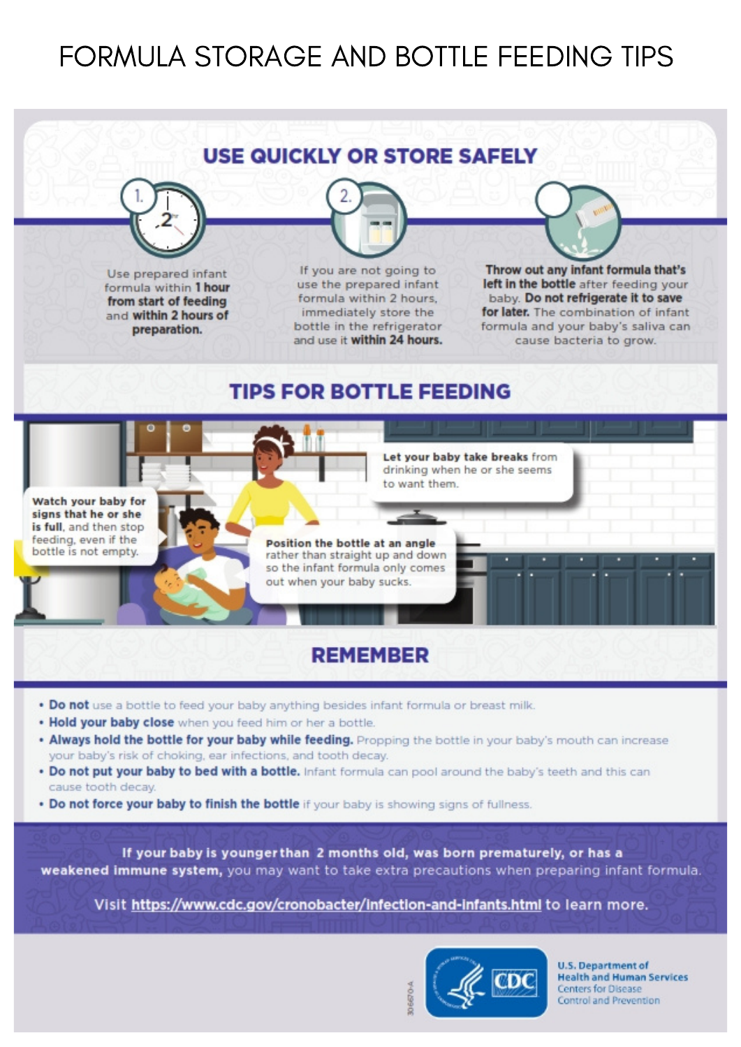# FORMULA STORAGE AND BOTTLE FEEDING TIPS

## USE QUICKLY OR STORE SAFELY

1. Use prepared infant formula within **1 hour from start of feeding** and **within 2 hours of preparation.**

2. If you are not going to use the prepared infant formula within 2 hours, immediately store the bottle in the refrigerator and use it **within 24 hours.**

**Throw out any infant formula that's left in the bottle** after feeding your baby. **Do not refrigerate it to save for later.** The combination of infant formula and your baby's saliva can cause bacteria to grow.

## TIPS FOR BOTTLE FEEDING

**Let your baby take breaks** from drinking when he or she seems to want them.

**Watch your baby for signs that he or she is full**, and then stop feeding, even if the bottle is not empty.

**Position the bottle at an angle** rather than straight up and down so the infant formula only comes out when your baby sucks.

## REMEMBER

- **Do not** use a bottle to feed your baby anything besides infant formula or breast milk.
- **Hold your baby close** when you feed him or her a bottle.
- **Always hold the bottle for your baby while feeding.** Propping the bottle in your baby's mouth can increase your baby's risk of choking, ear infections, and tooth decay.
- **Do not put your baby to bed with a bottle.** Infant formula can pool around the baby's teeth and this can cause tooth decay.
- **Do not force your baby to finish the bottle** if your baby is showing signs of fullness.

**If your baby is younger than 2 months old, was born prematurely, or has a weakened immune system,** you may want to take extra precautions when preparing infant formula.

Visit https://www.cdc.gov/cronobacter/infection-and-infants.html to learn more.

306670-A

U.S. Department of Health and Human Services
Centers for Disease Control and Prevention